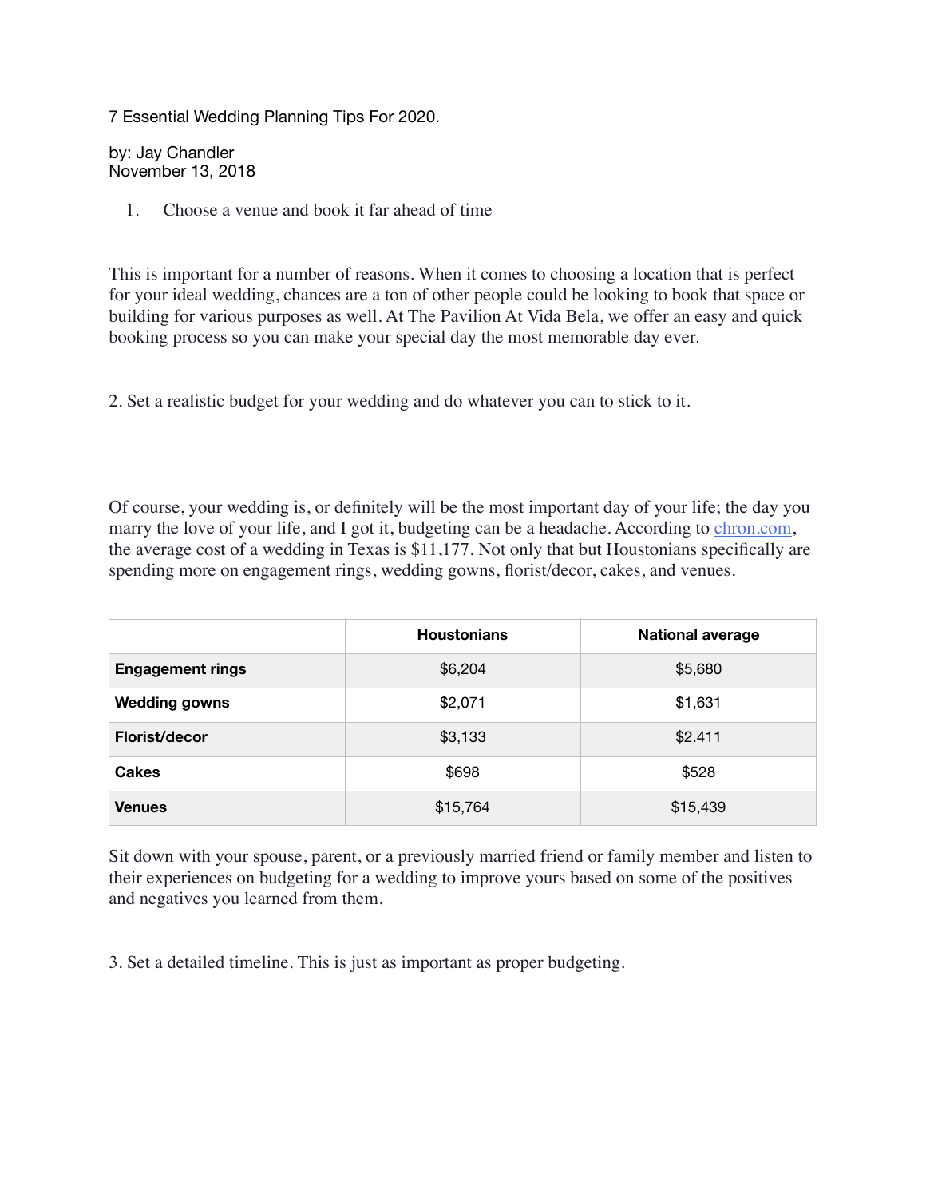# 7 Essential Wedding Planning Tips For 2020.

by: Jay Chandler
November 13, 2018

1. Choose a venue and book it far ahead of time

This is important for a number of reasons. When it comes to choosing a location that is perfect for your ideal wedding, chances are a ton of other people could be looking to book that space or building for various purposes as well. At The Pavilion At Vida Bela, we offer an easy and quick booking process so you can make your special day the most memorable day ever.

2. Set a realistic budget for your wedding and do whatever you can to stick to it.

Of course, your wedding is, or definitely will be the most important day of your life; the day you marry the love of your life, and I got it, budgeting can be a headache. According to [chron.com](chron.com), the average cost of a wedding in Texas is $11,177. Not only that but Houstonians specifically are spending more on engagement rings, wedding gowns, florist/decor, cakes, and venues.

| | Houstonians | National average |
|---|---|---|
| **Engagement rings** | $6,204 | $5,680 |
| **Wedding gowns** | $2,071 | $1,631 |
| **Florist/decor** | $3,133 | $2.411 |
| **Cakes** | $698 | $528 |
| **Venues** | $15,764 | $15,439 |

Sit down with your spouse, parent, or a previously married friend or family member and listen to their experiences on budgeting for a wedding to improve yours based on some of the positives and negatives you learned from them.

3. Set a detailed timeline. This is just as important as proper budgeting.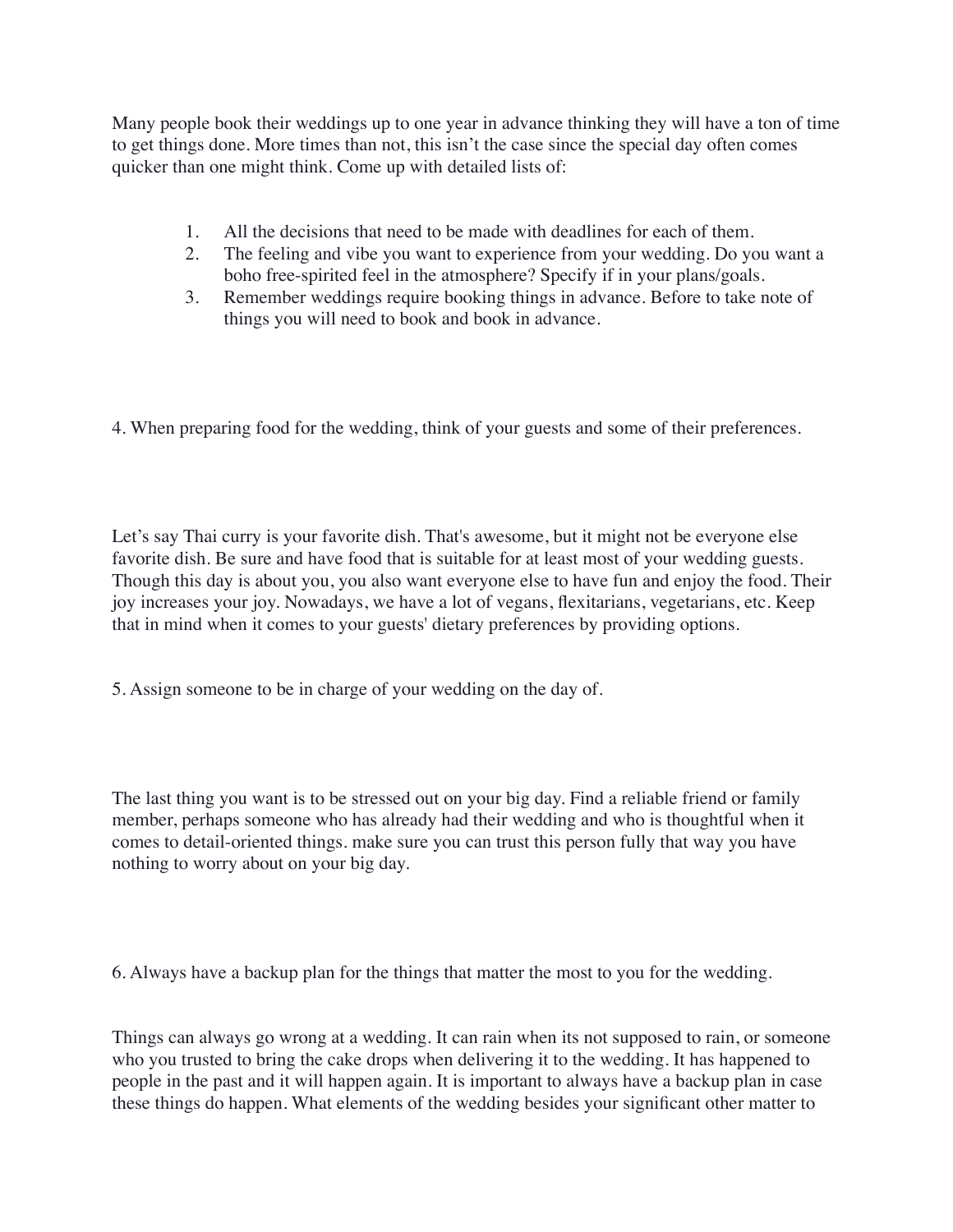Many people book their weddings up to one year in advance thinking they will have a ton of time to get things done. More times than not, this isn't the case since the special day often comes quicker than one might think. Come up with detailed lists of:

1. All the decisions that need to be made with deadlines for each of them.
2. The feeling and vibe you want to experience from your wedding. Do you want a boho free-spirited feel in the atmosphere? Specify if in your plans/goals.
3. Remember weddings require booking things in advance. Before to take note of things you will need to book and book in advance.

4. When preparing food for the wedding, think of your guests and some of their preferences.

Let's say Thai curry is your favorite dish. That's awesome, but it might not be everyone else favorite dish. Be sure and have food that is suitable for at least most of your wedding guests. Though this day is about you, you also want everyone else to have fun and enjoy the food. Their joy increases your joy. Nowadays, we have a lot of vegans, flexitarians, vegetarians, etc. Keep that in mind when it comes to your guests' dietary preferences by providing options.

5. Assign someone to be in charge of your wedding on the day of.

The last thing you want is to be stressed out on your big day. Find a reliable friend or family member, perhaps someone who has already had their wedding and who is thoughtful when it comes to detail-oriented things. make sure you can trust this person fully that way you have nothing to worry about on your big day.

6. Always have a backup plan for the things that matter the most to you for the wedding.

Things can always go wrong at a wedding. It can rain when its not supposed to rain, or someone who you trusted to bring the cake drops when delivering it to the wedding. It has happened to people in the past and it will happen again. It is important to always have a backup plan in case these things do happen. What elements of the wedding besides your significant other matter to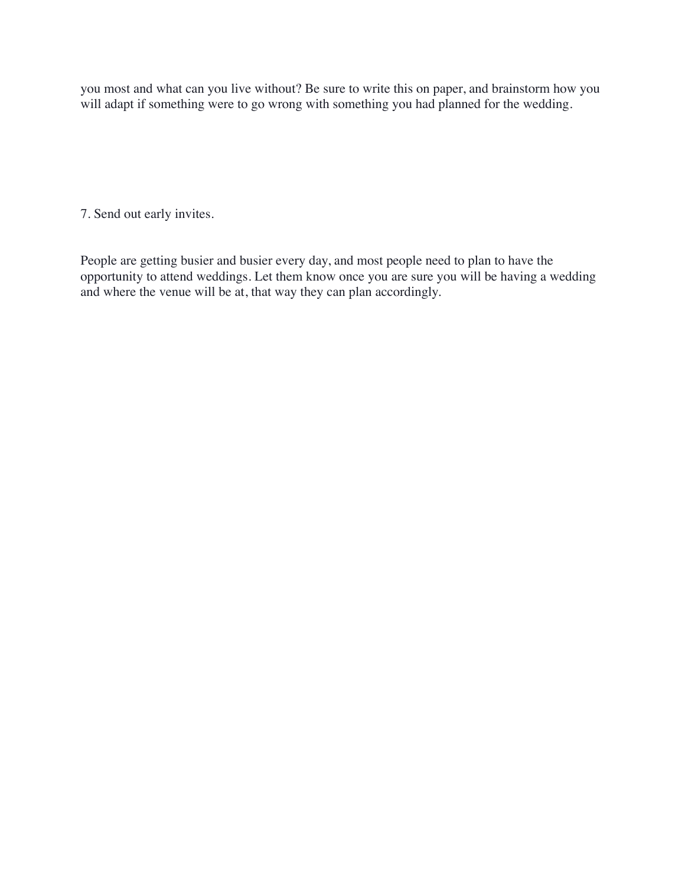you most and what can you live without? Be sure to write this on paper, and brainstorm how you will adapt if something were to go wrong with something you had planned for the wedding.

7. Send out early invites.

People are getting busier and busier every day, and most people need to plan to have the opportunity to attend weddings. Let them know once you are sure you will be having a wedding and where the venue will be at, that way they can plan accordingly.